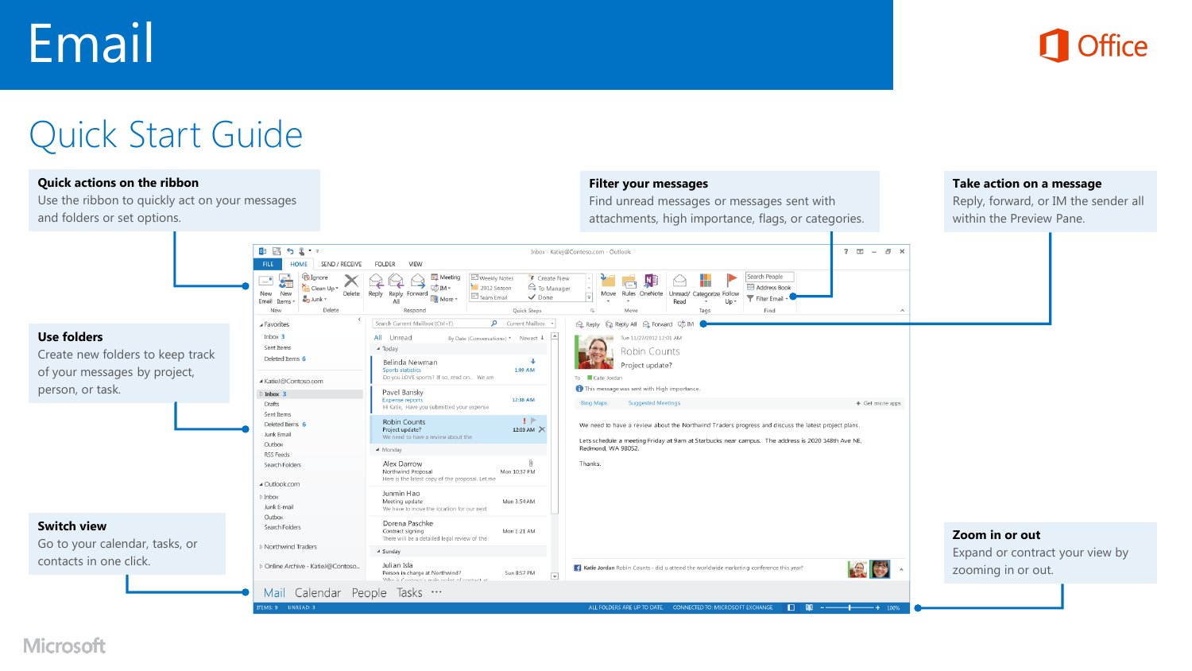# Email

Office

## Quick Start Guide

### Quick actions on the ribbon

Use the ribbon to quickly act on your messages and folders or set options.

### Filter your messages

Find unread messages or messages sent with attachments, high importance, flags, or categories.

### Take action on a message

Reply, forward, or IM the sender all within the Preview Pane.

### Use folders

Create new folders to keep track of your messages by project, person, or task.

### Switch view

Go to your calendar, tasks, or contacts in one click.

### Zoom in or out

Expand or contract your view by zooming in or out.

Microsoft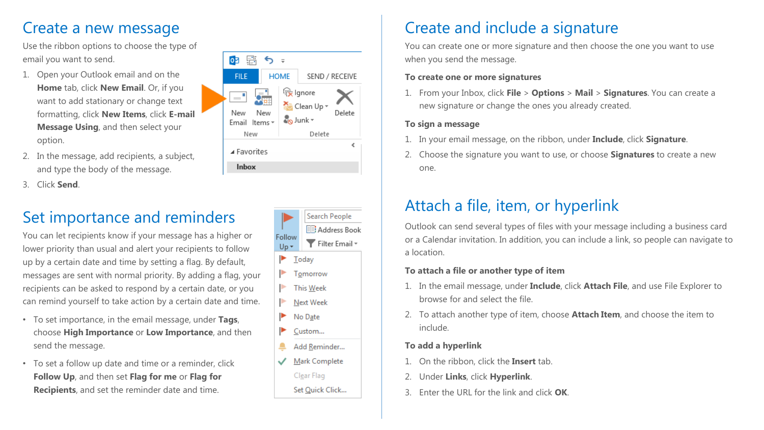## Create a new message

Use the ribbon options to choose the type of email you want to send.

1. Open your Outlook email and on the **Home** tab, click **New Email**. Or, if you want to add stationary or change text formatting, click **New Items**, click **E-mail Message Using**, and then select your option.
2. In the message, add recipients, a subject, and type the body of the message.
3. Click **Send**.

## Set importance and reminders

You can let recipients know if your message has a higher or lower priority than usual and alert your recipients to follow up by a certain date and time by setting a flag. By default, messages are sent with normal priority. By adding a flag, your recipients can be asked to respond by a certain date, or you can remind yourself to take action by a certain date and time.

- To set importance, in the email message, under **Tags**, choose **High Importance** or **Low Importance**, and then send the message.
- To set a follow up date and time or a reminder, click **Follow Up**, and then set **Flag for me** or **Flag for Recipients**, and set the reminder date and time.

## Create and include a signature

You can create one or more signature and then choose the one you want to use when you send the message.

**To create one or more signatures**

1. From your Inbox, click **File** > **Options** > **Mail** > **Signatures**. You can create a new signature or change the ones you already created.

**To sign a message**

1. In your email message, on the ribbon, under **Include**, click **Signature**.
2. Choose the signature you want to use, or choose **Signatures** to create a new one.

## Attach a file, item, or hyperlink

Outlook can send several types of files with your message including a business card or a Calendar invitation. In addition, you can include a link, so people can navigate to a location.

**To attach a file or another type of item**

1. In the email message, under **Include**, click **Attach File**, and use File Explorer to browse for and select the file.
2. To attach another type of item, choose **Attach Item**, and choose the item to include.

**To add a hyperlink**

1. On the ribbon, click the **Insert** tab.
2. Under **Links**, click **Hyperlink**.
3. Enter the URL for the link and click **OK**.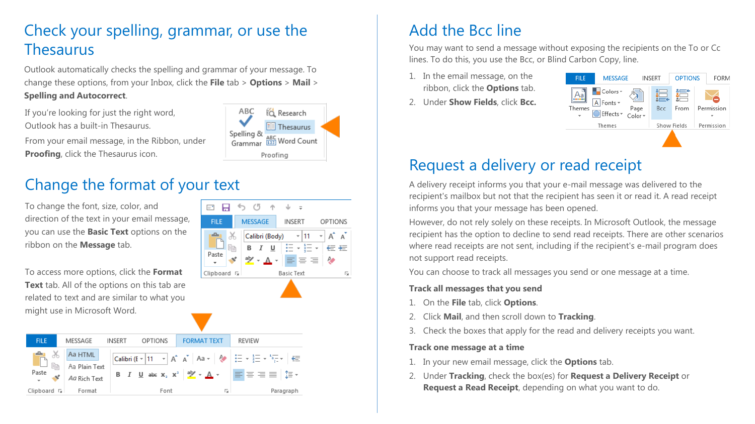# Check your spelling, grammar, or use the Thesaurus

Outlook automatically checks the spelling and grammar of your message. To change these options, from your Inbox, click the **File** tab > **Options** > **Mail** > **Spelling and Autocorrect**.

If you're looking for just the right word, Outlook has a built-in Thesaurus.

From your email message, in the Ribbon, under **Proofing**, click the Thesaurus icon.

# Change the format of your text

To change the font, size, color, and direction of the text in your email message, you can use the **Basic Text** options on the ribbon on the **Message** tab.

To access more options, click the **Format Text** tab. All of the options on this tab are related to text and are similar to what you might use in Microsoft Word.

# Add the Bcc line

You may want to send a message without exposing the recipients on the To or Cc lines. To do this, you use the Bcc, or Blind Carbon Copy, line.

1. In the email message, on the ribbon, click the **Options** tab.
2. Under **Show Fields**, click **Bcc.**

# Request a delivery or read receipt

A delivery receipt informs you that your e-mail message was delivered to the recipient's mailbox but not that the recipient has seen it or read it. A read receipt informs you that your message has been opened.

However, do not rely solely on these receipts. In Microsoft Outlook, the message recipient has the option to decline to send read receipts. There are other scenarios where read receipts are not sent, including if the recipient's e-mail program does not support read receipts.

You can choose to track all messages you send or one message at a time.

**Track all messages that you send**

1. On the **File** tab, click **Options**.
2. Click **Mail**, and then scroll down to **Tracking**.
3. Check the boxes that apply for the read and delivery receipts you want.

**Track one message at a time**

1. In your new email message, click the **Options** tab.
2. Under **Tracking**, check the box(es) for **Request a Delivery Receipt** or **Request a Read Receipt**, depending on what you want to do.